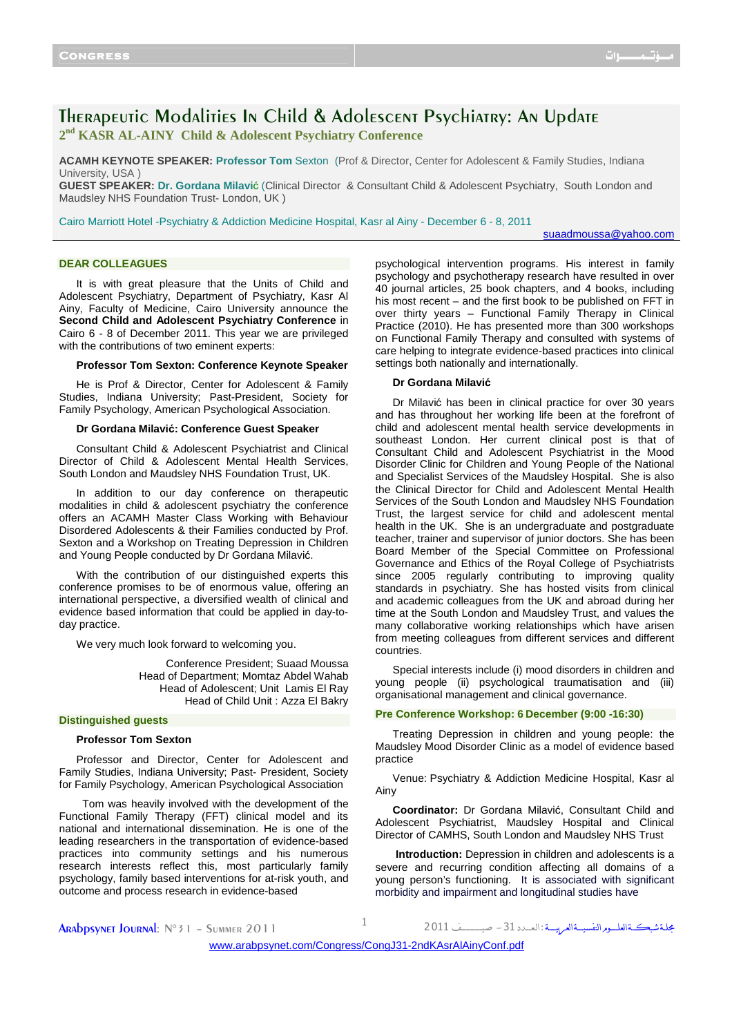# Therapeutic Modalities In Child & Adolescent Psychiatry: An Update

## 2[nd] KASR AL-AINY Child & Adolescent Psychiatry Conference

**ACAMH KEYNOTE SPEAKER: Professor Tom** Sexton (Prof & Director, Center for Adolescent & Family Studies, Indiana University, USA )
**GUEST SPEAKER: Dr. Gordana Milavić** (Clinical Director & Consultant Child & Adolescent Psychiatry, South London and Maudsley NHS Foundation Trust- London, UK )

Cairo Marriott Hotel -Psychiatry & Addiction Medicine Hospital, Kasr al Ainy - December 6 - 8, 2011

suaadmoussa@yahoo.com

### DEAR COLLEAGUES

It is with great pleasure that the Units of Child and Adolescent Psychiatry, Department of Psychiatry, Kasr Al Ainy, Faculty of Medicine, Cairo University announce the **Second Child and Adolescent Psychiatry Conference** in Cairo 6 - 8 of December 2011. This year we are privileged with the contributions of two eminent experts:

**Professor Tom Sexton: Conference Keynote Speaker**

He is Prof & Director, Center for Adolescent & Family Studies, Indiana University; Past-President, Society for Family Psychology, American Psychological Association.

**Dr Gordana Milavić: Conference Guest Speaker**

Consultant Child & Adolescent Psychiatrist and Clinical Director of Child & Adolescent Mental Health Services, South London and Maudsley NHS Foundation Trust, UK.

In addition to our day conference on therapeutic modalities in child & adolescent psychiatry the conference offers an ACAMH Master Class Working with Behaviour Disordered Adolescents & their Families conducted by Prof. Sexton and a Workshop on Treating Depression in Children and Young People conducted by Dr Gordana Milavić.

With the contribution of our distinguished experts this conference promises to be of enormous value, offering an international perspective, a diversified wealth of clinical and evidence based information that could be applied in day-to-day practice.

We very much look forward to welcoming you.

Conference President; Suaad Moussa
Head of Department; Momtaz Abdel Wahab
Head of Adolescent; Unit Lamis El Ray
Head of Child Unit : Azza El Bakry

### Distinguished guests

**Professor Tom Sexton**

Professor and Director, Center for Adolescent and Family Studies, Indiana University; Past- President, Society for Family Psychology, American Psychological Association

Tom was heavily involved with the development of the Functional Family Therapy (FFT) clinical model and its national and international dissemination. He is one of the leading researchers in the transportation of evidence-based practices into community settings and his numerous research interests reflect this, most particularly family psychology, family based interventions for at-risk youth, and outcome and process research in evidence-based psychological intervention programs. His interest in family psychology and psychotherapy research have resulted in over 40 journal articles, 25 book chapters, and 4 books, including his most recent – and the first book to be published on FFT in over thirty years – Functional Family Therapy in Clinical Practice (2010). He has presented more than 300 workshops on Functional Family Therapy and consulted with systems of care helping to integrate evidence-based practices into clinical settings both nationally and internationally.

**Dr Gordana Milavić**

Dr Milavić has been in clinical practice for over 30 years and has throughout her working life been at the forefront of child and adolescent mental health service developments in southeast London. Her current clinical post is that of Consultant Child and Adolescent Psychiatrist in the Mood Disorder Clinic for Children and Young People of the National and Specialist Services of the Maudsley Hospital. She is also the Clinical Director for Child and Adolescent Mental Health Services of the South London and Maudsley NHS Foundation Trust, the largest service for child and adolescent mental health in the UK. She is an undergraduate and postgraduate teacher, trainer and supervisor of junior doctors. She has been Board Member of the Special Committee on Professional Governance and Ethics of the Royal College of Psychiatrists since 2005 regularly contributing to improving quality standards in psychiatry. She has hosted visits from clinical and academic colleagues from the UK and abroad during her time at the South London and Maudsley Trust, and values the many collaborative working relationships which have arisen from meeting colleagues from different services and different countries.

Special interests include (i) mood disorders in children and young people (ii) psychological traumatisation and (iii) organisational management and clinical governance.

### Pre Conference Workshop: 6 December (9:00 -16:30)

Treating Depression in children and young people: the Maudsley Mood Disorder Clinic as a model of evidence based practice

Venue: Psychiatry & Addiction Medicine Hospital, Kasr al Ainy

**Coordinator:** Dr Gordana Milavić, Consultant Child and Adolescent Psychiatrist, Maudsley Hospital and Clinical Director of CAMHS, South London and Maudsley NHS Trust

**Introduction:** Depression in children and adolescents is a severe and recurring condition affecting all domains of a young person's functioning. It is associated with significant morbidity and impairment and longitudinal studies have

www.arabpsynet.com/Congress/CongJ31-2ndKAsrAlAinyConf.pdf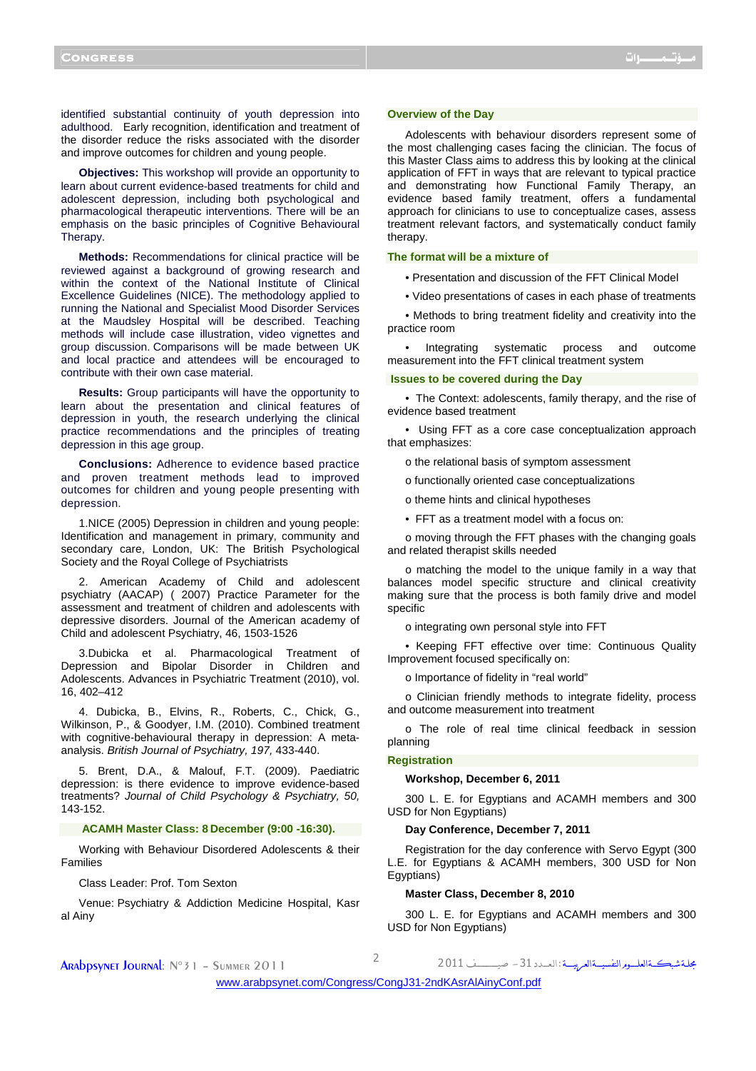identified substantial continuity of youth depression into adulthood. Early recognition, identification and treatment of the disorder reduce the risks associated with the disorder and improve outcomes for children and young people.

**Objectives:** This workshop will provide an opportunity to learn about current evidence-based treatments for child and adolescent depression, including both psychological and pharmacological therapeutic interventions. There will be an emphasis on the basic principles of Cognitive Behavioural Therapy.

**Methods:** Recommendations for clinical practice will be reviewed against a background of growing research and within the context of the National Institute of Clinical Excellence Guidelines (NICE). The methodology applied to running the National and Specialist Mood Disorder Services at the Maudsley Hospital will be described. Teaching methods will include case illustration, video vignettes and group discussion. Comparisons will be made between UK and local practice and attendees will be encouraged to contribute with their own case material.

**Results:** Group participants will have the opportunity to learn about the presentation and clinical features of depression in youth, the research underlying the clinical practice recommendations and the principles of treating depression in this age group.

**Conclusions:** Adherence to evidence based practice and proven treatment methods lead to improved outcomes for children and young people presenting with depression.

1.NICE (2005) Depression in children and young people: Identification and management in primary, community and secondary care, London, UK: The British Psychological Society and the Royal College of Psychiatrists

2. American Academy of Child and adolescent psychiatry (AACAP) ( 2007) Practice Parameter for the assessment and treatment of children and adolescents with depressive disorders. Journal of the American academy of Child and adolescent Psychiatry, 46, 1503-1526

3.Dubicka et al. Pharmacological Treatment of Depression and Bipolar Disorder in Children and Adolescents. Advances in Psychiatric Treatment (2010), vol. 16, 402–412

4. Dubicka, B., Elvins, R., Roberts, C., Chick, G., Wilkinson, P., & Goodyer, I.M. (2010). Combined treatment with cognitive-behavioural therapy in depression: A meta-analysis. *British Journal of Psychiatry, 197,* 433-440.

5. Brent, D.A., & Malouf, F.T. (2009). Paediatric depression: is there evidence to improve evidence-based treatments? *Journal of Child Psychology & Psychiatry, 50,* 143-152.

## ACAMH Master Class: 8 December (9:00 -16:30).

Working with Behaviour Disordered Adolescents & their Families

Class Leader: Prof. Tom Sexton

Venue: Psychiatry & Addiction Medicine Hospital, Kasr al Ainy

### Overview of the Day

Adolescents with behaviour disorders represent some of the most challenging cases facing the clinician. The focus of this Master Class aims to address this by looking at the clinical application of FFT in ways that are relevant to typical practice and demonstrating how Functional Family Therapy, an evidence based family treatment, offers a fundamental approach for clinicians to use to conceptualize cases, assess treatment relevant factors, and systematically conduct family therapy.

### The format will be a mixture of

- Presentation and discussion of the FFT Clinical Model
- Video presentations of cases in each phase of treatments
- Methods to bring treatment fidelity and creativity into the practice room
- Integrating systematic process and outcome measurement into the FFT clinical treatment system

### Issues to be covered during the Day

- The Context: adolescents, family therapy, and the rise of evidence based treatment
- Using FFT as a core case conceptualization approach that emphasizes:
  - o the relational basis of symptom assessment
  - o functionally oriented case conceptualizations
  - o theme hints and clinical hypotheses
- FFT as a treatment model with a focus on:
  - o moving through the FFT phases with the changing goals and related therapist skills needed
  - o matching the model to the unique family in a way that balances model specific structure and clinical creativity making sure that the process is both family drive and model specific
  - o integrating own personal style into FFT
- Keeping FFT effective over time: Continuous Quality Improvement focused specifically on:
  - o Importance of fidelity in "real world"
  - o Clinician friendly methods to integrate fidelity, process and outcome measurement into treatment
  - o The role of real time clinical feedback in session planning

### Registration

**Workshop, December 6, 2011**

300 L. E. for Egyptians and ACAMH members and 300 USD for Non Egyptians)

**Day Conference, December 7, 2011**

Registration for the day conference with Servo Egypt (300 L.E. for Egyptians & ACAMH members, 300 USD for Non Egyptians)

**Master Class, December 8, 2010**

300 L. E. for Egyptians and ACAMH members and 300 USD for Non Egyptians)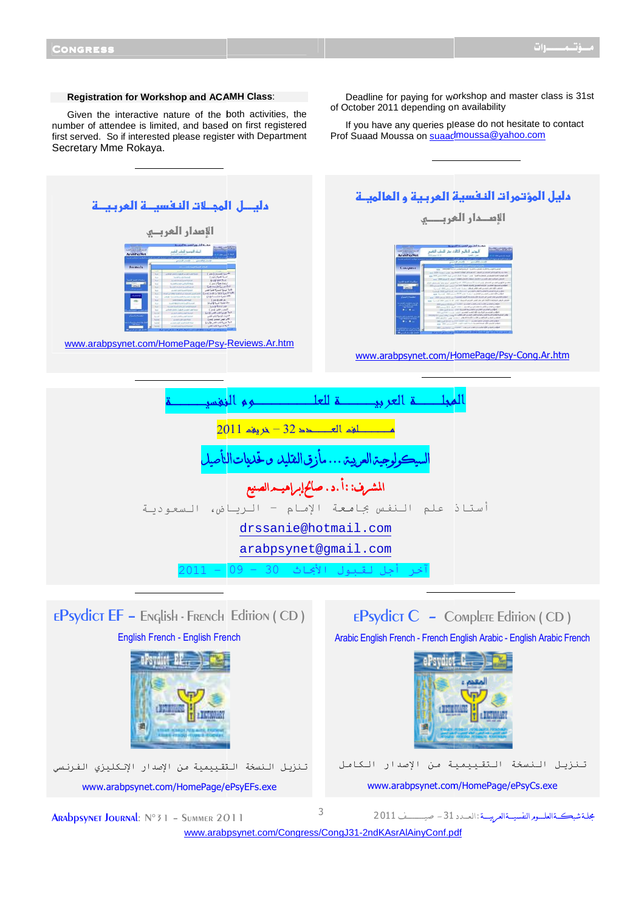**Registration for Workshop and ACAMH Class**:

Given the interactive nature of the both activities, the number of attendee is limited, and based on first registered first served. So if interested please register with Department Secretary Mme Rokaya.

Deadline for paying for workshop and master class is 31st of October 2011 depending on availability

If you have any queries please do not hesitate to contact Prof Suaad Moussa on suaadmoussa@yahoo.com

## دليـــل المجـلات النفسيــة العربيــة

الإصدار العربــي

www.arabpsynet.com/HomePage/Psy-Reviews.Ar.htm

## دليل المؤتمرات النفسية العربية و العالميــة

الإصـــدار العربـــي

www.arabpsynet.com/HomePage/Psy-Cong.Ar.htm

## المجلـــة العربيــــة للعلــــــوم النفسيــــة

ملــــف العــــدد 32 – خريف 2011

## السيكولوجية العربية ... مأزق التقليد و تحديات التأصيل

المشرف: أ.د. صالح إبراهيم الصنيع

أستاذ علم النفس بجامعة الإمام – الرياض، السعودية

drssanie@hotmail.com

arabpsynet@gmail.com

آخر أجل لقبول الأبحاث 30 – 09 – 2011

## ePsydict EF – English - French Edition ( CD )

English French - English French

تنزيل النسخة التقييمية من الإصدار الإنكليزي الفرنسي

www.arabpsynet.com/HomePage/ePsyEFs.exe

## ePsydict C – Complete Edition ( CD )

Arabic English French - French English Arabic - English Arabic French

تنزيل النسخة التقييمية من الإصدار الكامل

www.arabpsynet.com/HomePage/ePsyCs.exe

www.arabpsynet.com/Congress/CongJ31-2ndKAsrAlAinyConf.pdf